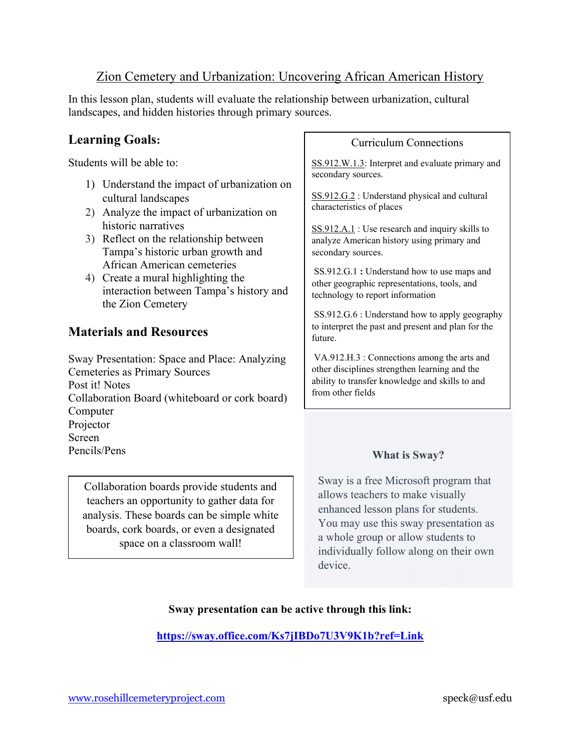# Zion Cemetery and Urbanization: Uncovering African American History

In this lesson plan, students will evaluate the relationship between urbanization, cultural landscapes, and hidden histories through primary sources.

## Learning Goals:

Students will be able to:

1) Understand the impact of urbanization on cultural landscapes
2) Analyze the impact of urbanization on historic narratives
3) Reflect on the relationship between Tampa's historic urban growth and African American cemeteries
4) Create a mural highlighting the interaction between Tampa's history and the Zion Cemetery

## Materials and Resources

Sway Presentation: Space and Place: Analyzing Cemeteries as Primary Sources
Post it! Notes
Collaboration Board (whiteboard or cork board)
Computer
Projector
Screen
Pencils/Pens

Collaboration boards provide students and teachers an opportunity to gather data for analysis. These boards can be simple white boards, cork boards, or even a designated space on a classroom wall!

### Curriculum Connections

SS.912.W.1.3: Interpret and evaluate primary and secondary sources.

SS.912.G.2 : Understand physical and cultural characteristics of places

SS.912.A.1 : Use research and inquiry skills to analyze American history using primary and secondary sources.

SS.912.G.1 **:** Understand how to use maps and other geographic representations, tools, and technology to report information

SS.912.G.6 : Understand how to apply geography to interpret the past and present and plan for the future.

VA.912.H.3 : Connections among the arts and other disciplines strengthen learning and the ability to transfer knowledge and skills to and from other fields

### What is Sway?

Sway is a free Microsoft program that allows teachers to make visually enhanced lesson plans for students. You may use this sway presentation as a whole group or allow students to individually follow along on their own device.

**Sway presentation can be active through this link:**

**https://sway.office.com/Ks7jIBDo7U3V9K1b?ref=Link**

www.rosehillcemeteryproject.com speck@usf.edu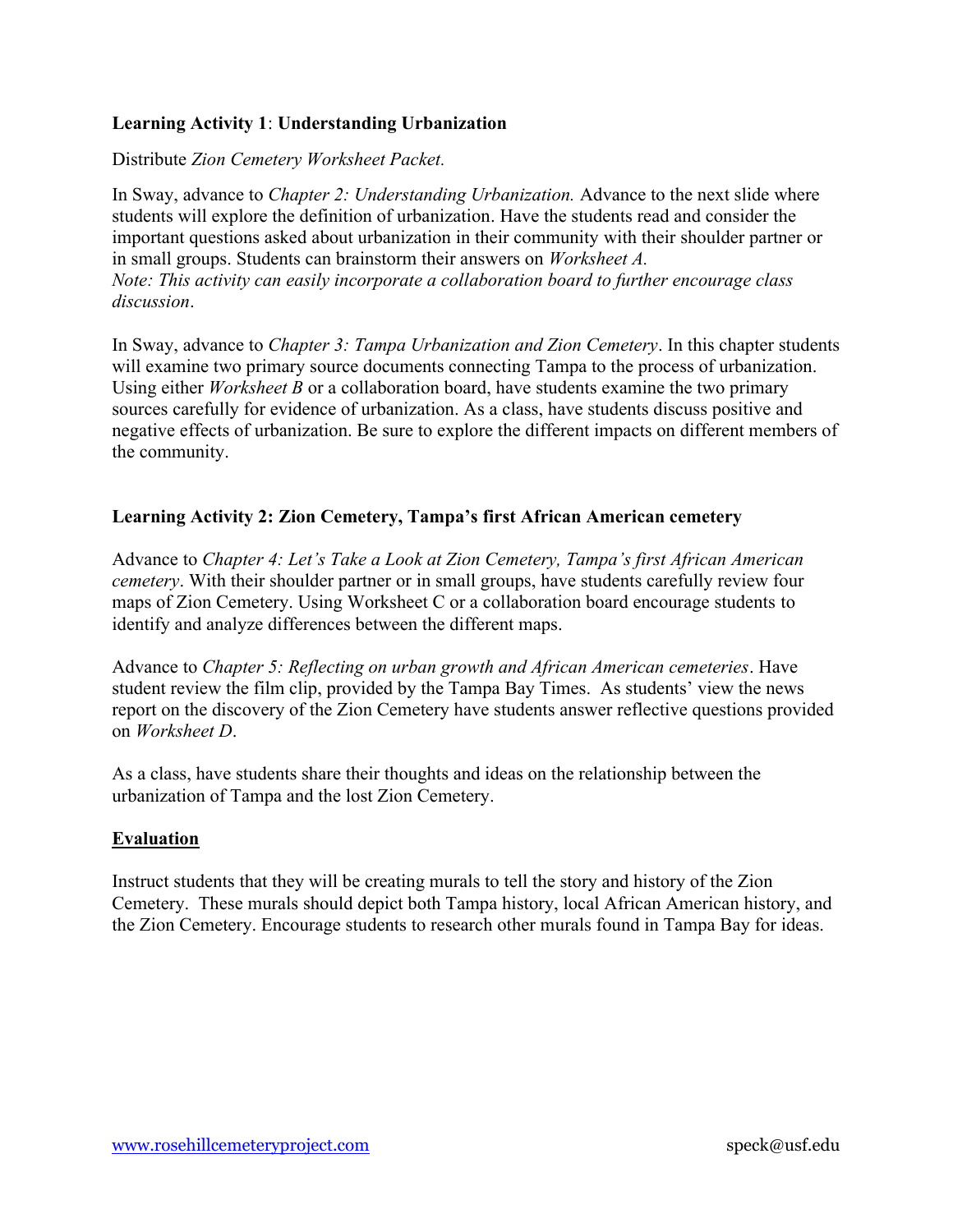**Learning Activity 1**: **Understanding Urbanization**

Distribute *Zion Cemetery Worksheet Packet.*

In Sway, advance to *Chapter 2: Understanding Urbanization.* Advance to the next slide where students will explore the definition of urbanization. Have the students read and consider the important questions asked about urbanization in their community with their shoulder partner or in small groups. Students can brainstorm their answers on *Worksheet A.*
*Note: This activity can easily incorporate a collaboration board to further encourage class discussion*.

In Sway, advance to *Chapter 3: Tampa Urbanization and Zion Cemetery*. In this chapter students will examine two primary source documents connecting Tampa to the process of urbanization. Using either *Worksheet B* or a collaboration board, have students examine the two primary sources carefully for evidence of urbanization. As a class, have students discuss positive and negative effects of urbanization. Be sure to explore the different impacts on different members of the community.

**Learning Activity 2: Zion Cemetery, Tampa's first African American cemetery**

Advance to *Chapter 4: Let's Take a Look at Zion Cemetery, Tampa's first African American cemetery*. With their shoulder partner or in small groups, have students carefully review four maps of Zion Cemetery. Using Worksheet C or a collaboration board encourage students to identify and analyze differences between the different maps.

Advance to *Chapter 5: Reflecting on urban growth and African American cemeteries*. Have student review the film clip, provided by the Tampa Bay Times. As students' view the news report on the discovery of the Zion Cemetery have students answer reflective questions provided on *Worksheet D*.

As a class, have students share their thoughts and ideas on the relationship between the urbanization of Tampa and the lost Zion Cemetery.

**Evaluation**

Instruct students that they will be creating murals to tell the story and history of the Zion Cemetery. These murals should depict both Tampa history, local African American history, and the Zion Cemetery. Encourage students to research other murals found in Tampa Bay for ideas.